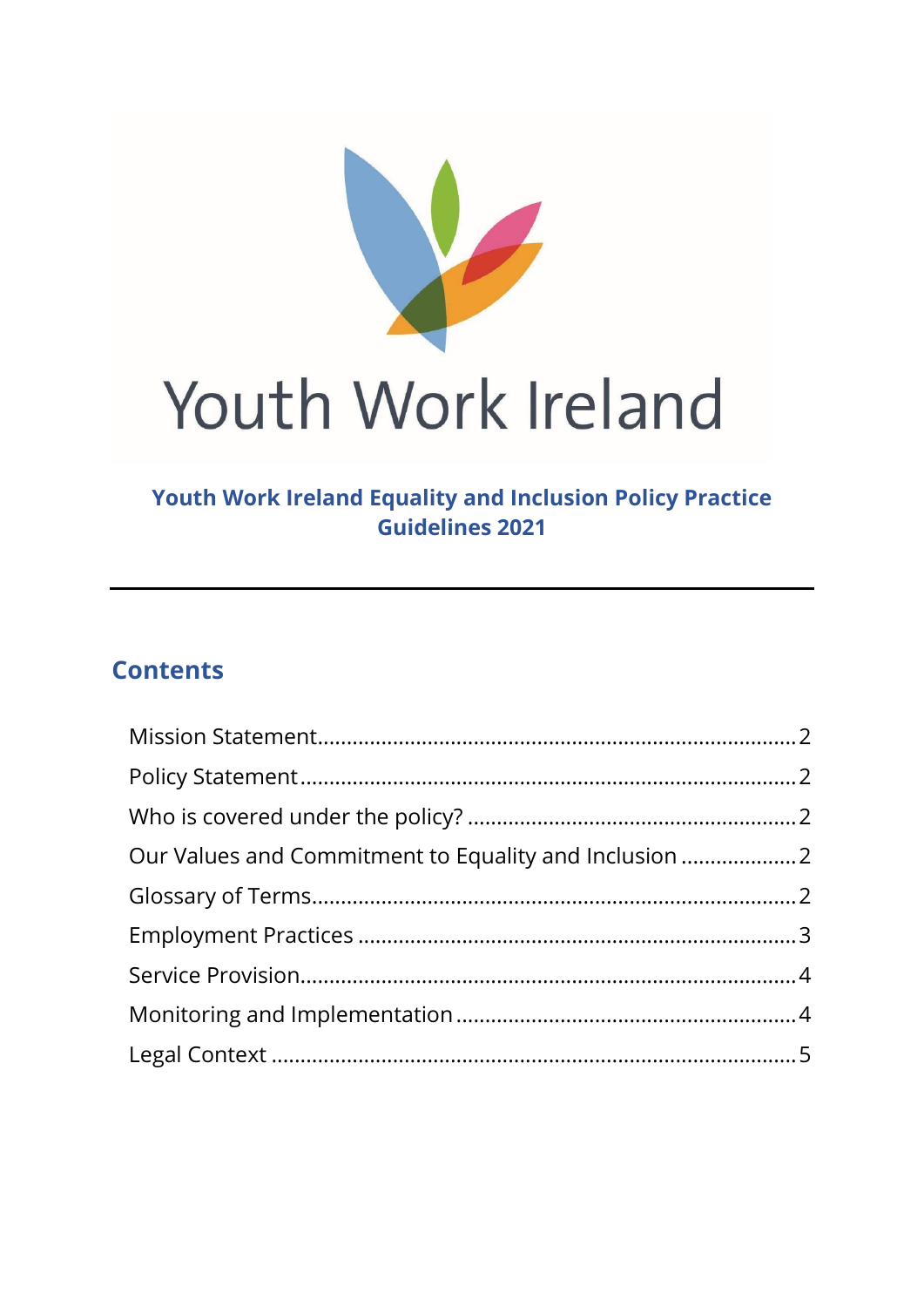Youth Work Ireland

# Youth Work Ireland Equality and Inclusion Policy Practice Guidelines 2021

---

## Contents

- Mission Statement......2
- Policy Statement......2
- Who is covered under the policy? ......2
- Our Values and Commitment to Equality and Inclusion ......2
- Glossary of Terms......2
- Employment Practices ......3
- Service Provision......4
- Monitoring and Implementation......4
- Legal Context ......5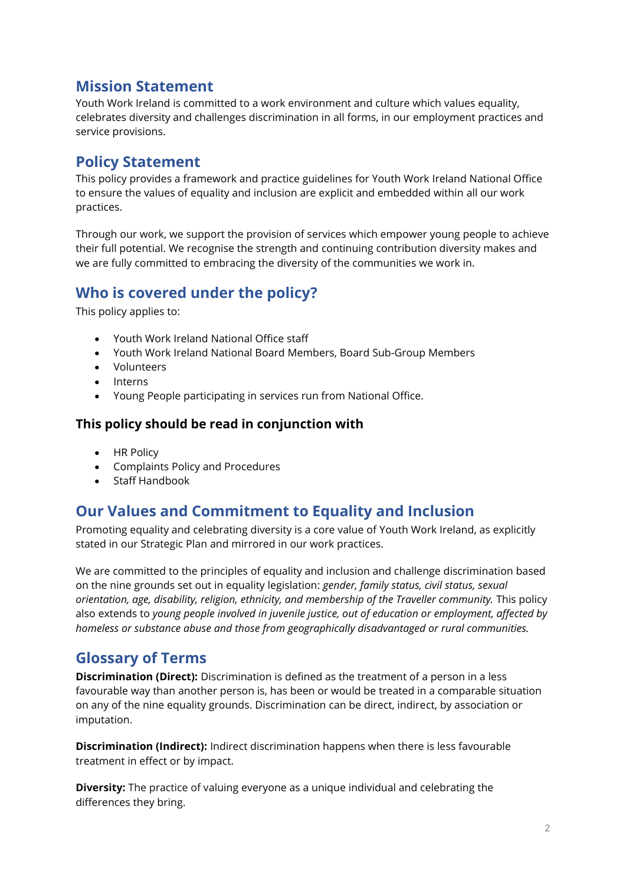## Mission Statement

Youth Work Ireland is committed to a work environment and culture which values equality, celebrates diversity and challenges discrimination in all forms, in our employment practices and service provisions.

## Policy Statement

This policy provides a framework and practice guidelines for Youth Work Ireland National Office to ensure the values of equality and inclusion are explicit and embedded within all our work practices.

Through our work, we support the provision of services which empower young people to achieve their full potential. We recognise the strength and continuing contribution diversity makes and we are fully committed to embracing the diversity of the communities we work in.

## Who is covered under the policy?

This policy applies to:

- Youth Work Ireland National Office staff
- Youth Work Ireland National Board Members, Board Sub-Group Members
- Volunteers
- Interns
- Young People participating in services run from National Office.

### This policy should be read in conjunction with

- HR Policy
- Complaints Policy and Procedures
- Staff Handbook

## Our Values and Commitment to Equality and Inclusion

Promoting equality and celebrating diversity is a core value of Youth Work Ireland, as explicitly stated in our Strategic Plan and mirrored in our work practices.

We are committed to the principles of equality and inclusion and challenge discrimination based on the nine grounds set out in equality legislation: *gender, family status, civil status, sexual orientation, age, disability, religion, ethnicity, and membership of the Traveller community.* This policy also extends to *young people involved in juvenile justice, out of education or employment, affected by homeless or substance abuse and those from geographically disadvantaged or rural communities.*

## Glossary of Terms

**Discrimination (Direct):** Discrimination is defined as the treatment of a person in a less favourable way than another person is, has been or would be treated in a comparable situation on any of the nine equality grounds. Discrimination can be direct, indirect, by association or imputation.

**Discrimination (Indirect):** Indirect discrimination happens when there is less favourable treatment in effect or by impact.

**Diversity:** The practice of valuing everyone as a unique individual and celebrating the differences they bring.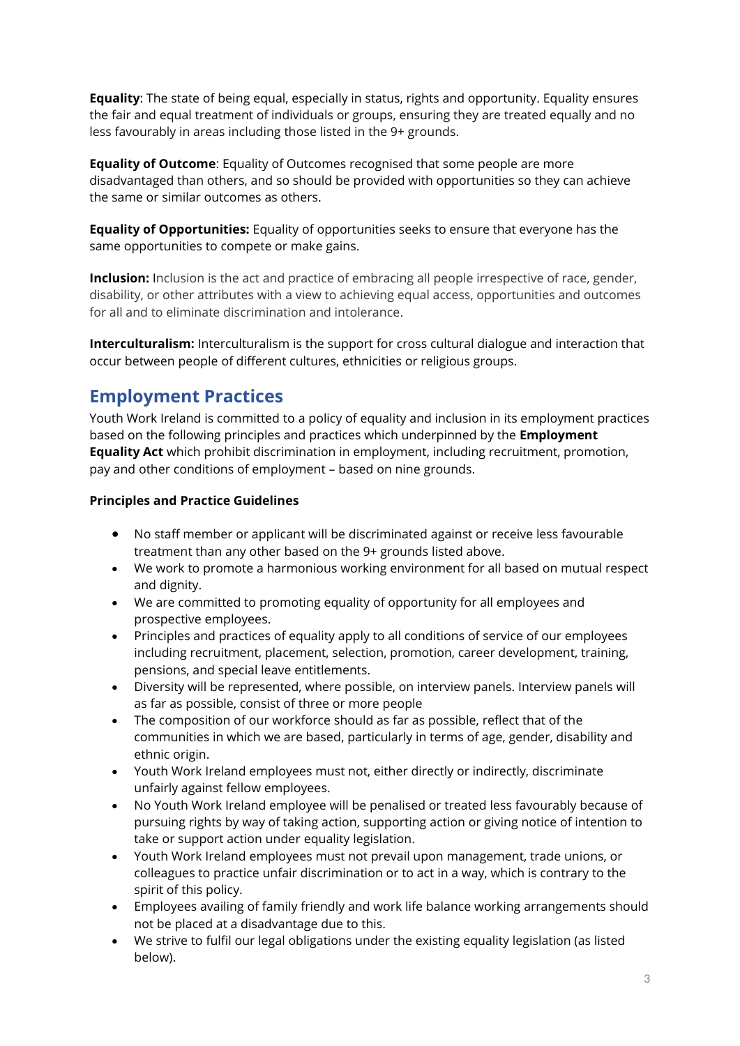**Equality**: The state of being equal, especially in status, rights and opportunity. Equality ensures the fair and equal treatment of individuals or groups, ensuring they are treated equally and no less favourably in areas including those listed in the 9+ grounds.

**Equality of Outcome**: Equality of Outcomes recognised that some people are more disadvantaged than others, and so should be provided with opportunities so they can achieve the same or similar outcomes as others.

**Equality of Opportunities:** Equality of opportunities seeks to ensure that everyone has the same opportunities to compete or make gains.

**Inclusion:** Inclusion is the act and practice of embracing all people irrespective of race, gender, disability, or other attributes with a view to achieving equal access, opportunities and outcomes for all and to eliminate discrimination and intolerance.

**Interculturalism:** Interculturalism is the support for cross cultural dialogue and interaction that occur between people of different cultures, ethnicities or religious groups.

## Employment Practices

Youth Work Ireland is committed to a policy of equality and inclusion in its employment practices based on the following principles and practices which underpinned by the **Employment Equality Act** which prohibit discrimination in employment, including recruitment, promotion, pay and other conditions of employment – based on nine grounds.

**Principles and Practice Guidelines**

- No staff member or applicant will be discriminated against or receive less favourable treatment than any other based on the 9+ grounds listed above.
- We work to promote a harmonious working environment for all based on mutual respect and dignity.
- We are committed to promoting equality of opportunity for all employees and prospective employees.
- Principles and practices of equality apply to all conditions of service of our employees including recruitment, placement, selection, promotion, career development, training, pensions, and special leave entitlements.
- Diversity will be represented, where possible, on interview panels. Interview panels will as far as possible, consist of three or more people
- The composition of our workforce should as far as possible, reflect that of the communities in which we are based, particularly in terms of age, gender, disability and ethnic origin.
- Youth Work Ireland employees must not, either directly or indirectly, discriminate unfairly against fellow employees.
- No Youth Work Ireland employee will be penalised or treated less favourably because of pursuing rights by way of taking action, supporting action or giving notice of intention to take or support action under equality legislation.
- Youth Work Ireland employees must not prevail upon management, trade unions, or colleagues to practice unfair discrimination or to act in a way, which is contrary to the spirit of this policy.
- Employees availing of family friendly and work life balance working arrangements should not be placed at a disadvantage due to this.
- We strive to fulfil our legal obligations under the existing equality legislation (as listed below).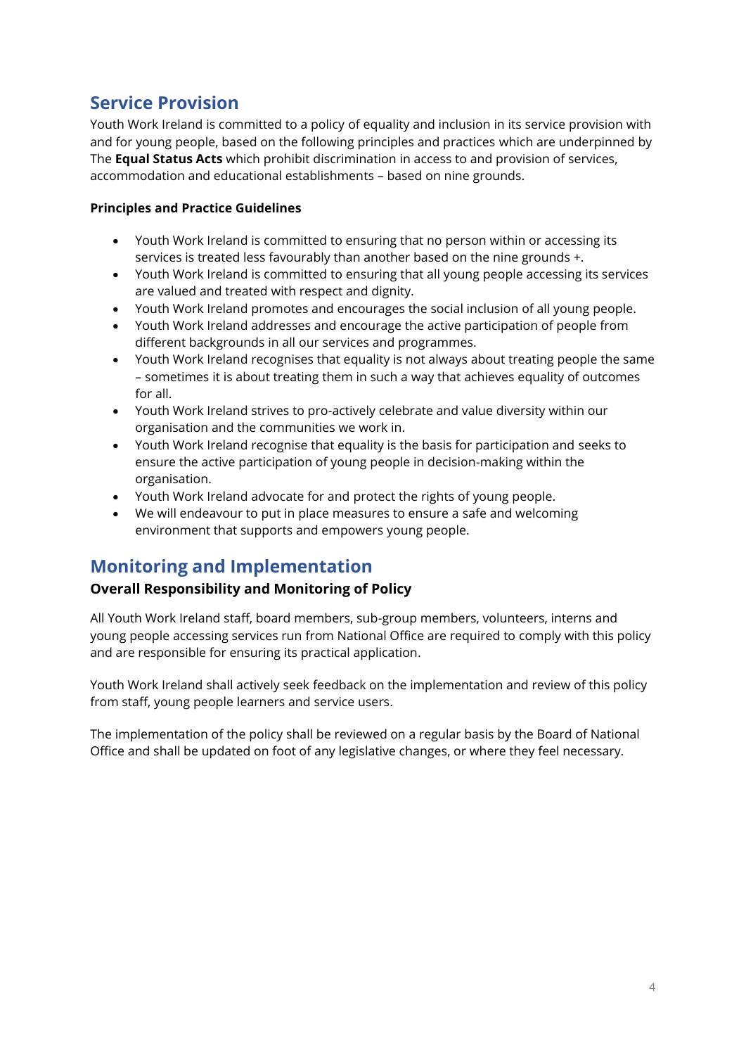## Service Provision

Youth Work Ireland is committed to a policy of equality and inclusion in its service provision with and for young people, based on the following principles and practices which are underpinned by The **Equal Status Acts** which prohibit discrimination in access to and provision of services, accommodation and educational establishments – based on nine grounds.

**Principles and Practice Guidelines**

- Youth Work Ireland is committed to ensuring that no person within or accessing its services is treated less favourably than another based on the nine grounds +.
- Youth Work Ireland is committed to ensuring that all young people accessing its services are valued and treated with respect and dignity.
- Youth Work Ireland promotes and encourages the social inclusion of all young people.
- Youth Work Ireland addresses and encourage the active participation of people from different backgrounds in all our services and programmes.
- Youth Work Ireland recognises that equality is not always about treating people the same – sometimes it is about treating them in such a way that achieves equality of outcomes for all.
- Youth Work Ireland strives to pro-actively celebrate and value diversity within our organisation and the communities we work in.
- Youth Work Ireland recognise that equality is the basis for participation and seeks to ensure the active participation of young people in decision-making within the organisation.
- Youth Work Ireland advocate for and protect the rights of young people.
- We will endeavour to put in place measures to ensure a safe and welcoming environment that supports and empowers young people.

## Monitoring and Implementation

### Overall Responsibility and Monitoring of Policy

All Youth Work Ireland staff, board members, sub-group members, volunteers, interns and young people accessing services run from National Office are required to comply with this policy and are responsible for ensuring its practical application.

Youth Work Ireland shall actively seek feedback on the implementation and review of this policy from staff, young people learners and service users.

The implementation of the policy shall be reviewed on a regular basis by the Board of National Office and shall be updated on foot of any legislative changes, or where they feel necessary.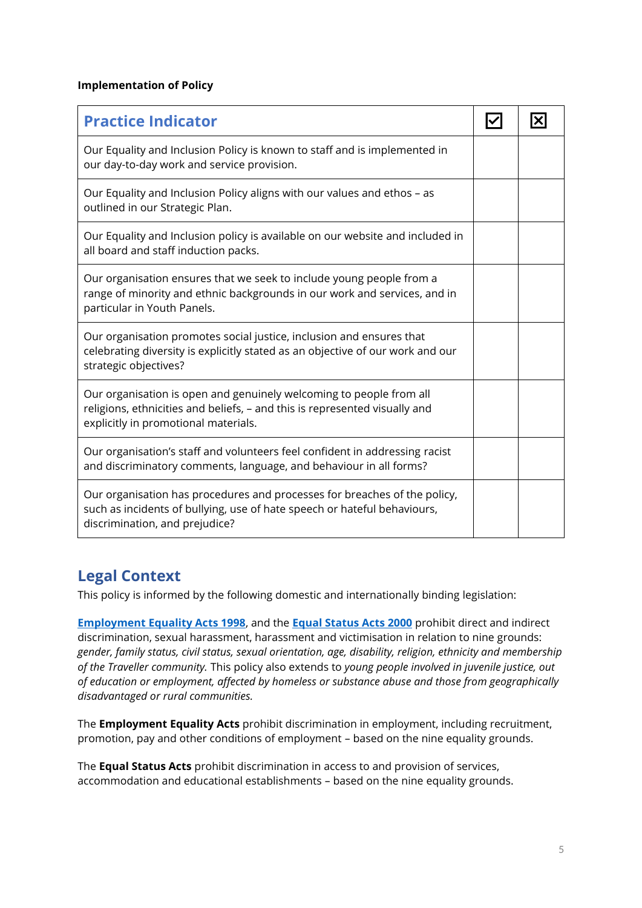**Implementation of Policy**

| Practice Indicator | ☑ | ☒ |
|---|---|---|
| Our Equality and Inclusion Policy is known to staff and is implemented in our day-to-day work and service provision. | | |
| Our Equality and Inclusion Policy aligns with our values and ethos – as outlined in our Strategic Plan. | | |
| Our Equality and Inclusion policy is available on our website and included in all board and staff induction packs. | | |
| Our organisation ensures that we seek to include young people from a range of minority and ethnic backgrounds in our work and services, and in particular in Youth Panels. | | |
| Our organisation promotes social justice, inclusion and ensures that celebrating diversity is explicitly stated as an objective of our work and our strategic objectives? | | |
| Our organisation is open and genuinely welcoming to people from all religions, ethnicities and beliefs, – and this is represented visually and explicitly in promotional materials. | | |
| Our organisation's staff and volunteers feel confident in addressing racist and discriminatory comments, language, and behaviour in all forms? | | |
| Our organisation has procedures and processes for breaches of the policy, such as incidents of bullying, use of hate speech or hateful behaviours, discrimination, and prejudice? | | |

## Legal Context

This policy is informed by the following domestic and internationally binding legislation:

**Employment Equality Acts 1998**, and the **Equal Status Acts 2000** prohibit direct and indirect discrimination, sexual harassment, harassment and victimisation in relation to nine grounds: *gender, family status, civil status, sexual orientation, age, disability, religion, ethnicity and membership of the Traveller community.* This policy also extends to *young people involved in juvenile justice, out of education or employment, affected by homeless or substance abuse and those from geographically disadvantaged or rural communities.*

The **Employment Equality Acts** prohibit discrimination in employment, including recruitment, promotion, pay and other conditions of employment – based on the nine equality grounds.

The **Equal Status Acts** prohibit discrimination in access to and provision of services, accommodation and educational establishments – based on the nine equality grounds.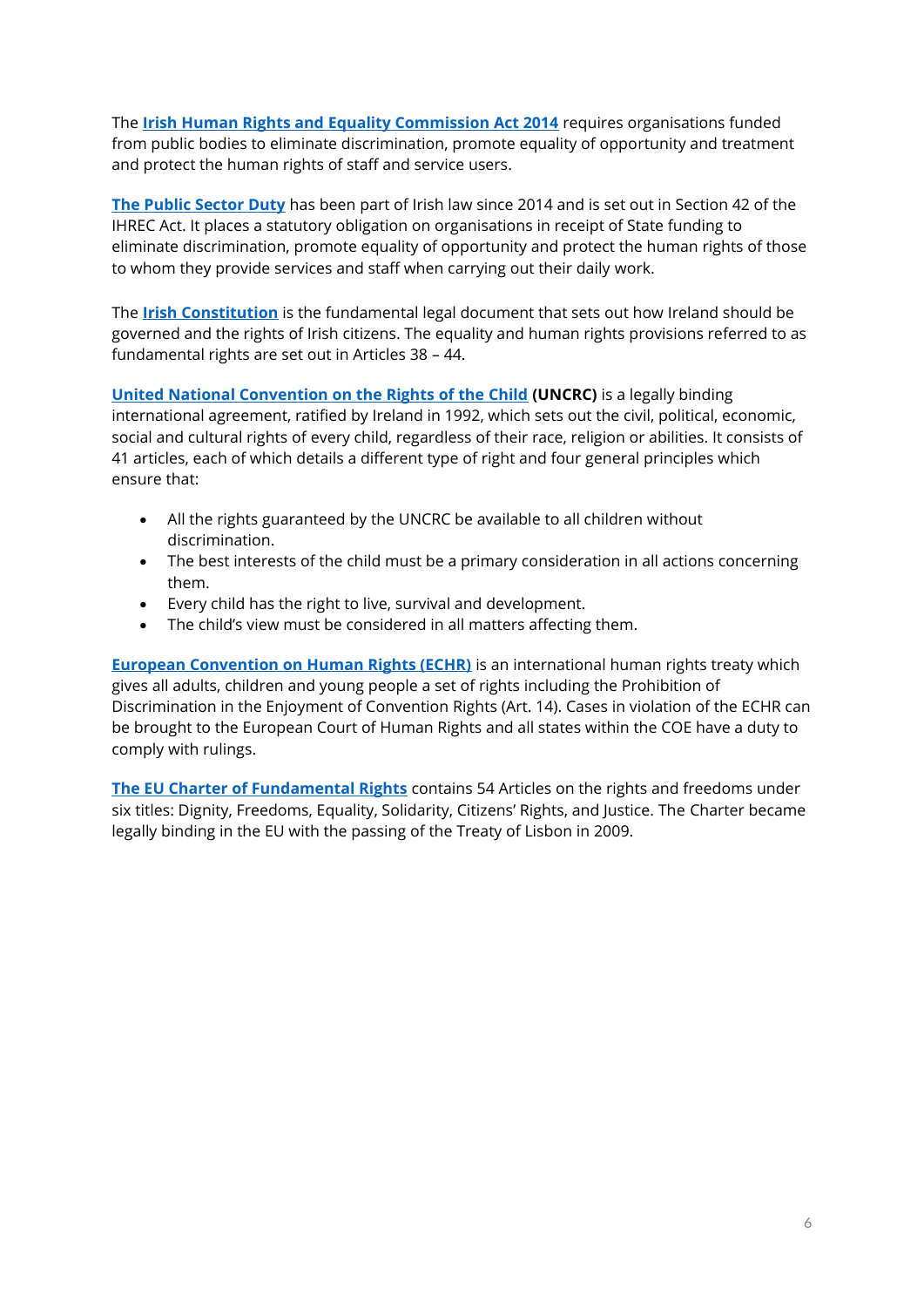The **Irish Human Rights and Equality Commission Act 2014** requires organisations funded from public bodies to eliminate discrimination, promote equality of opportunity and treatment and protect the human rights of staff and service users.

**The Public Sector Duty** has been part of Irish law since 2014 and is set out in Section 42 of the IHREC Act. It places a statutory obligation on organisations in receipt of State funding to eliminate discrimination, promote equality of opportunity and protect the human rights of those to whom they provide services and staff when carrying out their daily work.

The **Irish Constitution** is the fundamental legal document that sets out how Ireland should be governed and the rights of Irish citizens. The equality and human rights provisions referred to as fundamental rights are set out in Articles 38 – 44.

**United National Convention on the Rights of the Child (UNCRC)** is a legally binding international agreement, ratified by Ireland in 1992, which sets out the civil, political, economic, social and cultural rights of every child, regardless of their race, religion or abilities. It consists of 41 articles, each of which details a different type of right and four general principles which ensure that:

- All the rights guaranteed by the UNCRC be available to all children without discrimination.
- The best interests of the child must be a primary consideration in all actions concerning them.
- Every child has the right to live, survival and development.
- The child's view must be considered in all matters affecting them.

**European Convention on Human Rights (ECHR)** is an international human rights treaty which gives all adults, children and young people a set of rights including the Prohibition of Discrimination in the Enjoyment of Convention Rights (Art. 14). Cases in violation of the ECHR can be brought to the European Court of Human Rights and all states within the COE have a duty to comply with rulings.

**The EU Charter of Fundamental Rights** contains 54 Articles on the rights and freedoms under six titles: Dignity, Freedoms, Equality, Solidarity, Citizens' Rights, and Justice. The Charter became legally binding in the EU with the passing of the Treaty of Lisbon in 2009.